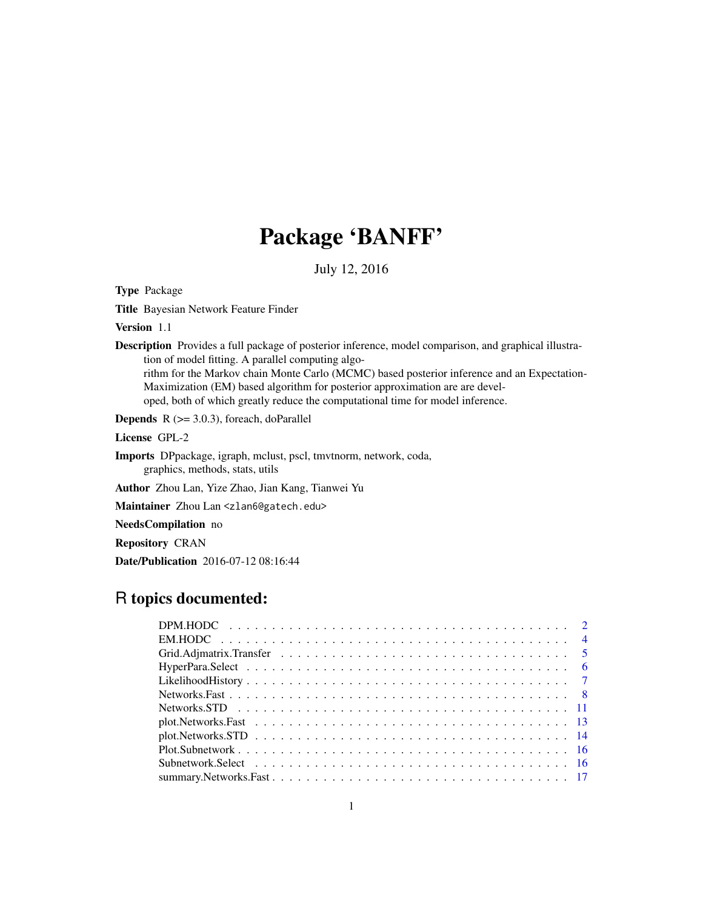# Package 'BANFF'

July 12, 2016

**Type** Package

**Title** Bayesian Network Feature Finder

**Version** 1.1

**Description** Provides a full package of posterior inference, model comparison, and graphical illustration of model fitting. A parallel computing algorithm for the Markov chain Monte Carlo (MCMC) based posterior inference and an Expectation-Maximization (EM) based algorithm for posterior approximation are are developed, both of which greatly reduce the computational time for model inference.

**Depends** R (>= 3.0.3), foreach, doParallel

**License** GPL-2

**Imports** DPpackage, igraph, mclust, pscl, tmvtnorm, network, coda, graphics, methods, stats, utils

**Author** Zhou Lan, Yize Zhao, Jian Kang, Tianwei Yu

**Maintainer** Zhou Lan <zlan6@gatech.edu>

**NeedsCompilation** no

**Repository** CRAN

**Date/Publication** 2016-07-12 08:16:44

## R topics documented:

| | |
|---|---|
| DPM.HODC | 2 |
| EM.HODC | 4 |
| Grid.Adjmatrix.Transfer | 5 |
| HyperPara.Select | 6 |
| LikelihoodHistory | 7 |
| Networks.Fast | 8 |
| Networks.STD | 11 |
| plot.Networks.Fast | 13 |
| plot.Networks.STD | 14 |
| Plot.Subnetwork | 16 |
| Subnetwork.Select | 16 |
| summary.Networks.Fast | 17 |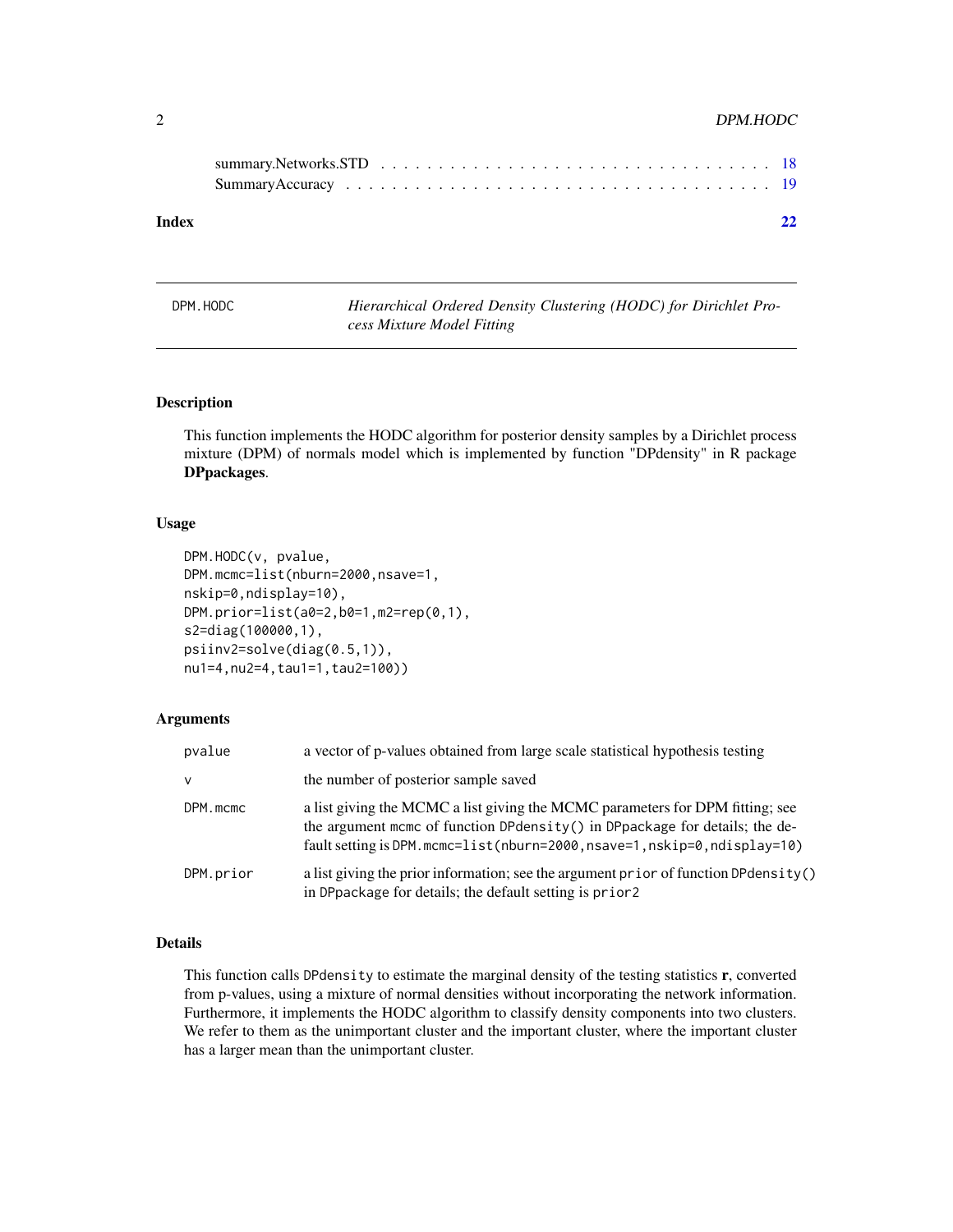summary.Networks.STD . . . . . . . . . . . . . . . . . . . . . . . . . . . . . . . . 18
SummaryAccuracy . . . . . . . . . . . . . . . . . . . . . . . . . . . . . . . . . . 19

**Index** **22**

---

DPM.HODC — *Hierarchical Ordered Density Clustering (HODC) for Dirichlet Process Mixture Model Fitting*

---

## Description

This function implements the HODC algorithm for posterior density samples by a Dirichlet process mixture (DPM) of normals model which is implemented by function "DPdensity" in R package **DPpackages**.

## Usage

```
DPM.HODC(v, pvalue,
DPM.mcmc=list(nburn=2000,nsave=1,
nskip=0,ndisplay=10),
DPM.prior=list(a0=2,b0=1,m2=rep(0,1),
s2=diag(100000,1),
psiinv2=solve(diag(0.5,1)),
nu1=4,nu2=4,tau1=1,tau2=100))
```

## Arguments

| | |
|---|---|
| `pvalue` | a vector of p-values obtained from large scale statistical hypothesis testing |
| `v` | the number of posterior sample saved |
| `DPM.mcmc` | a list giving the MCMC a list giving the MCMC parameters for DPM fitting; see the argument `mcmc` of function `DPdensity()` in `DPpackage` for details; the default setting is `DPM.mcmc=list(nburn=2000,nsave=1,nskip=0,ndisplay=10)` |
| `DPM.prior` | a list giving the prior information; see the argument `prior` of function `DPdensity()` in `DPpackage` for details; the default setting is `prior2` |

## Details

This function calls `DPdensity` to estimate the marginal density of the testing statistics **r**, converted from p-values, using a mixture of normal densities without incorporating the network information. Furthermore, it implements the HODC algorithm to classify density components into two clusters. We refer to them as the unimportant cluster and the important cluster, where the important cluster has a larger mean than the unimportant cluster.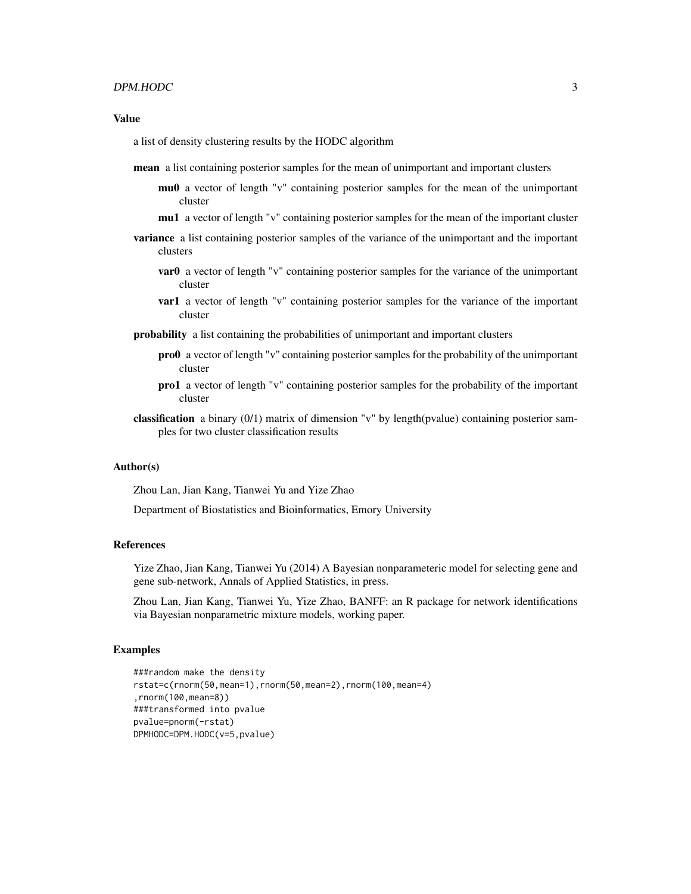## Value

a list of density clustering results by the HODC algorithm

**mean** a list containing posterior samples for the mean of unimportant and important clusters

- **mu0** a vector of length "v" containing posterior samples for the mean of the unimportant cluster
- **mu1** a vector of length "v" containing posterior samples for the mean of the important cluster

**variance** a list containing posterior samples of the variance of the unimportant and the important clusters

- **var0** a vector of length "v" containing posterior samples for the variance of the unimportant cluster
- **var1** a vector of length "v" containing posterior samples for the variance of the important cluster

**probability** a list containing the probabilities of unimportant and important clusters

- **pro0** a vector of length "v" containing posterior samples for the probability of the unimportant cluster
- **pro1** a vector of length "v" containing posterior samples for the probability of the important cluster

**classification** a binary (0/1) matrix of dimension "v" by length(pvalue) containing posterior samples for two cluster classification results

## Author(s)

Zhou Lan, Jian Kang, Tianwei Yu and Yize Zhao

Department of Biostatistics and Bioinformatics, Emory University

## References

Yize Zhao, Jian Kang, Tianwei Yu (2014) A Bayesian nonparameteric model for selecting gene and gene sub-network, Annals of Applied Statistics, in press.

Zhou Lan, Jian Kang, Tianwei Yu, Yize Zhao, BANFF: an R package for network identifications via Bayesian nonparametric mixture models, working paper.

## Examples

```
###random make the density
rstat=c(rnorm(50,mean=1),rnorm(50,mean=2),rnorm(100,mean=4)
,rnorm(100,mean=8))
###transformed into pvalue
pvalue=pnorm(-rstat)
DPMHODC=DPM.HODC(v=5,pvalue)
```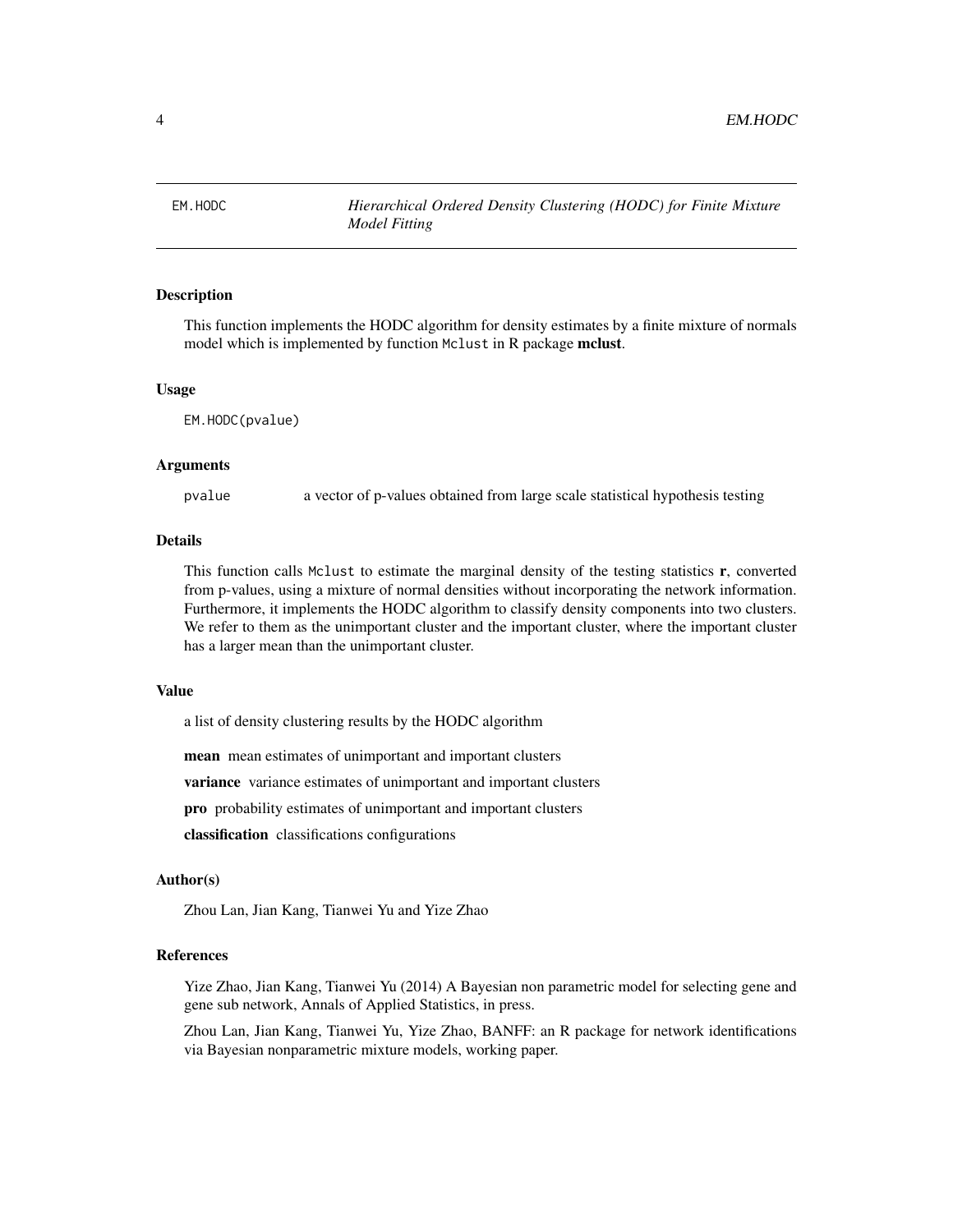# EM.HODC — *Hierarchical Ordered Density Clustering (HODC) for Finite Mixture Model Fitting*

## Description

This function implements the HODC algorithm for density estimates by a finite mixture of normals model which is implemented by function `Mclust` in R package **mclust**.

## Usage

```
EM.HODC(pvalue)
```

## Arguments

`pvalue` a vector of p-values obtained from large scale statistical hypothesis testing

## Details

This function calls `Mclust` to estimate the marginal density of the testing statistics **r**, converted from p-values, using a mixture of normal densities without incorporating the network information. Furthermore, it implements the HODC algorithm to classify density components into two clusters. We refer to them as the unimportant cluster and the important cluster, where the important cluster has a larger mean than the unimportant cluster.

## Value

a list of density clustering results by the HODC algorithm

**mean** mean estimates of unimportant and important clusters

**variance** variance estimates of unimportant and important clusters

**pro** probability estimates of unimportant and important clusters

**classification** classifications configurations

## Author(s)

Zhou Lan, Jian Kang, Tianwei Yu and Yize Zhao

## References

Yize Zhao, Jian Kang, Tianwei Yu (2014) A Bayesian non parametric model for selecting gene and gene sub network, Annals of Applied Statistics, in press.

Zhou Lan, Jian Kang, Tianwei Yu, Yize Zhao, BANFF: an R package for network identifications via Bayesian nonparametric mixture models, working paper.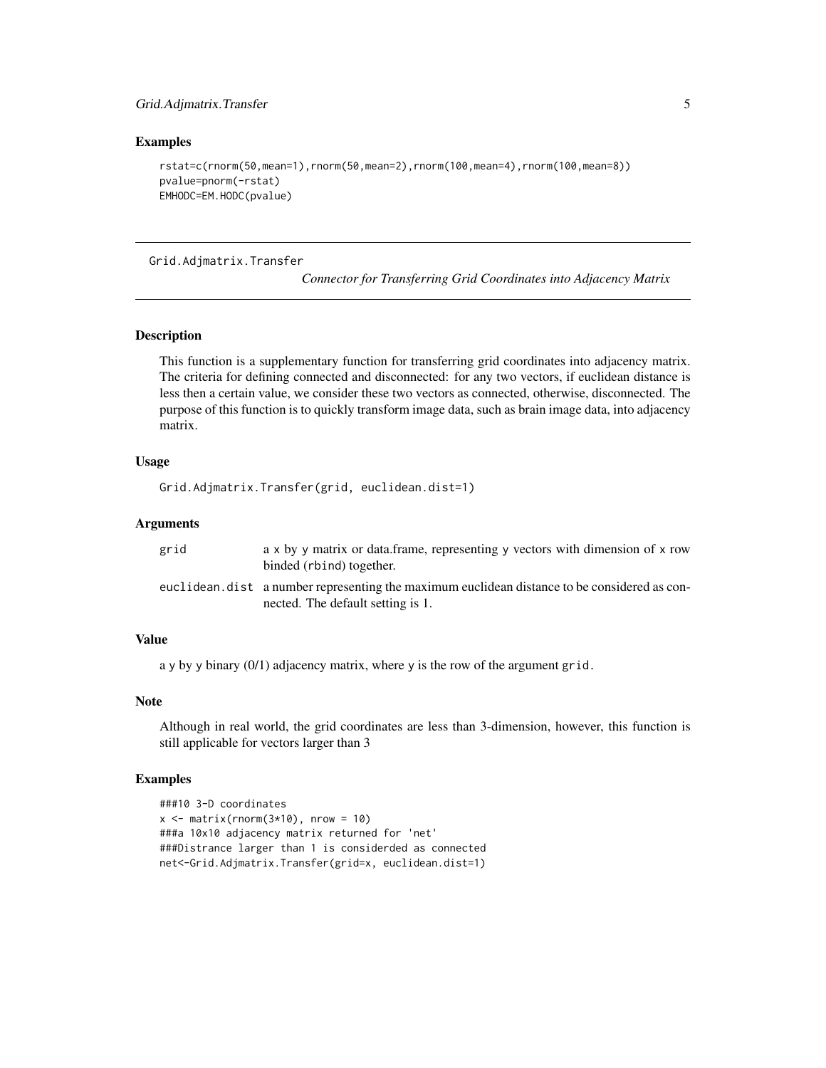## Examples

```
rstat=c(rnorm(50,mean=1),rnorm(50,mean=2),rnorm(100,mean=4),rnorm(100,mean=8))
pvalue=pnorm(-rstat)
EMHODC=EM.HODC(pvalue)
```

---

`Grid.Adjmatrix.Transfer` *Connector for Transferring Grid Coordinates into Adjacency Matrix*

---

## Description

This function is a supplementary function for transferring grid coordinates into adjacency matrix. The criteria for defining connected and disconnected: for any two vectors, if euclidean distance is less then a certain value, we consider these two vectors as connected, otherwise, disconnected. The purpose of this function is to quickly transform image data, such as brain image data, into adjacency matrix.

## Usage

```
Grid.Adjmatrix.Transfer(grid, euclidean.dist=1)
```

## Arguments

| | |
|---|---|
| `grid` | a x by y matrix or data.frame, representing y vectors with dimension of x row binded (`rbind`) together. |
| `euclidean.dist` | a number representing the maximum euclidean distance to be considered as connected. The default setting is 1. |

## Value

a y by y binary (0/1) adjacency matrix, where y is the row of the argument `grid`.

## Note

Although in real world, the grid coordinates are less than 3-dimension, however, this function is still applicable for vectors larger than 3

## Examples

```
###10 3-D coordinates
x <- matrix(rnorm(3*10), nrow = 10)
###a 10x10 adjacency matrix returned for 'net'
###Distrance larger than 1 is considerded as connected
net<-Grid.Adjmatrix.Transfer(grid=x, euclidean.dist=1)
```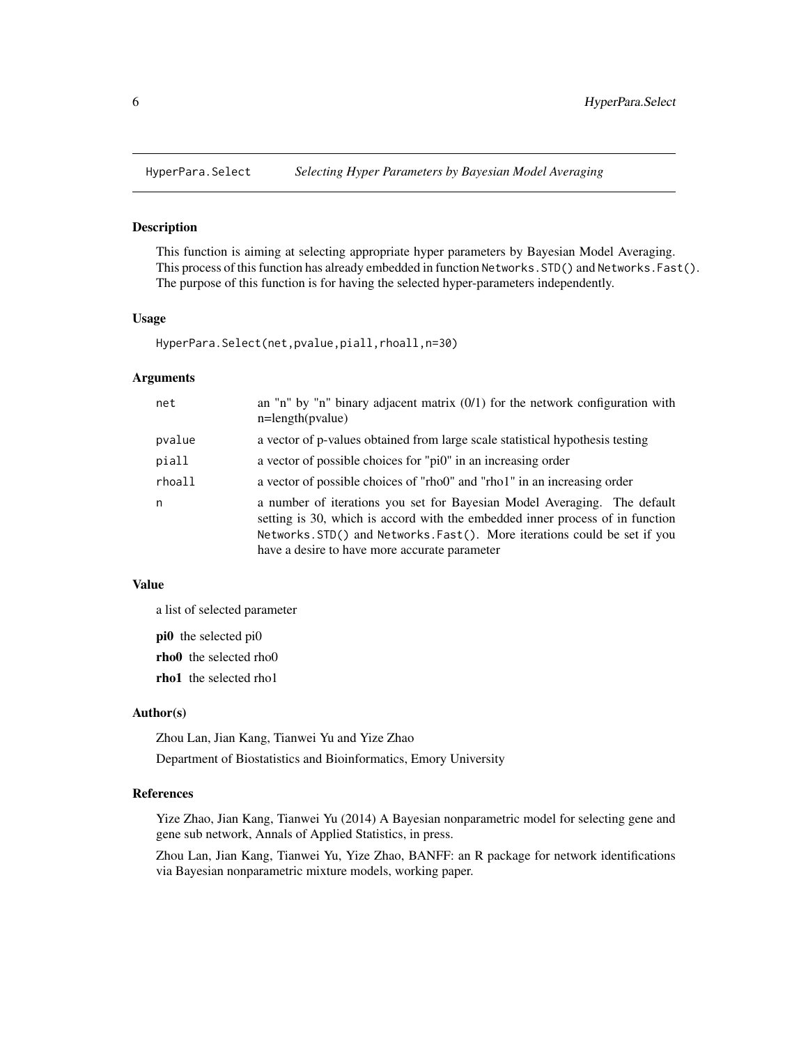HyperPara.Select    *Selecting Hyper Parameters by Bayesian Model Averaging*

## Description

This function is aiming at selecting appropriate hyper parameters by Bayesian Model Averaging. This process of this function has already embedded in function `Networks.STD()` and `Networks.Fast()`. The purpose of this function is for having the selected hyper-parameters independently.

## Usage

```
HyperPara.Select(net,pvalue,piall,rhoall,n=30)
```

## Arguments

| | |
|---|---|
| `net` | an "n" by "n" binary adjacent matrix (0/1) for the network configuration with n=length(pvalue) |
| `pvalue` | a vector of p-values obtained from large scale statistical hypothesis testing |
| `piall` | a vector of possible choices for "pi0" in an increasing order |
| `rhoall` | a vector of possible choices of "rho0" and "rho1" in an increasing order |
| `n` | a number of iterations you set for Bayesian Model Averaging. The default setting is 30, which is accord with the embedded inner process of in function `Networks.STD()` and `Networks.Fast()`. More iterations could be set if you have a desire to have more accurate parameter |

## Value

a list of selected parameter

**pi0** the selected pi0

**rho0** the selected rho0

**rho1** the selected rho1

## Author(s)

Zhou Lan, Jian Kang, Tianwei Yu and Yize Zhao

Department of Biostatistics and Bioinformatics, Emory University

## References

Yize Zhao, Jian Kang, Tianwei Yu (2014) A Bayesian nonparametric model for selecting gene and gene sub network, Annals of Applied Statistics, in press.

Zhou Lan, Jian Kang, Tianwei Yu, Yize Zhao, BANFF: an R package for network identifications via Bayesian nonparametric mixture models, working paper.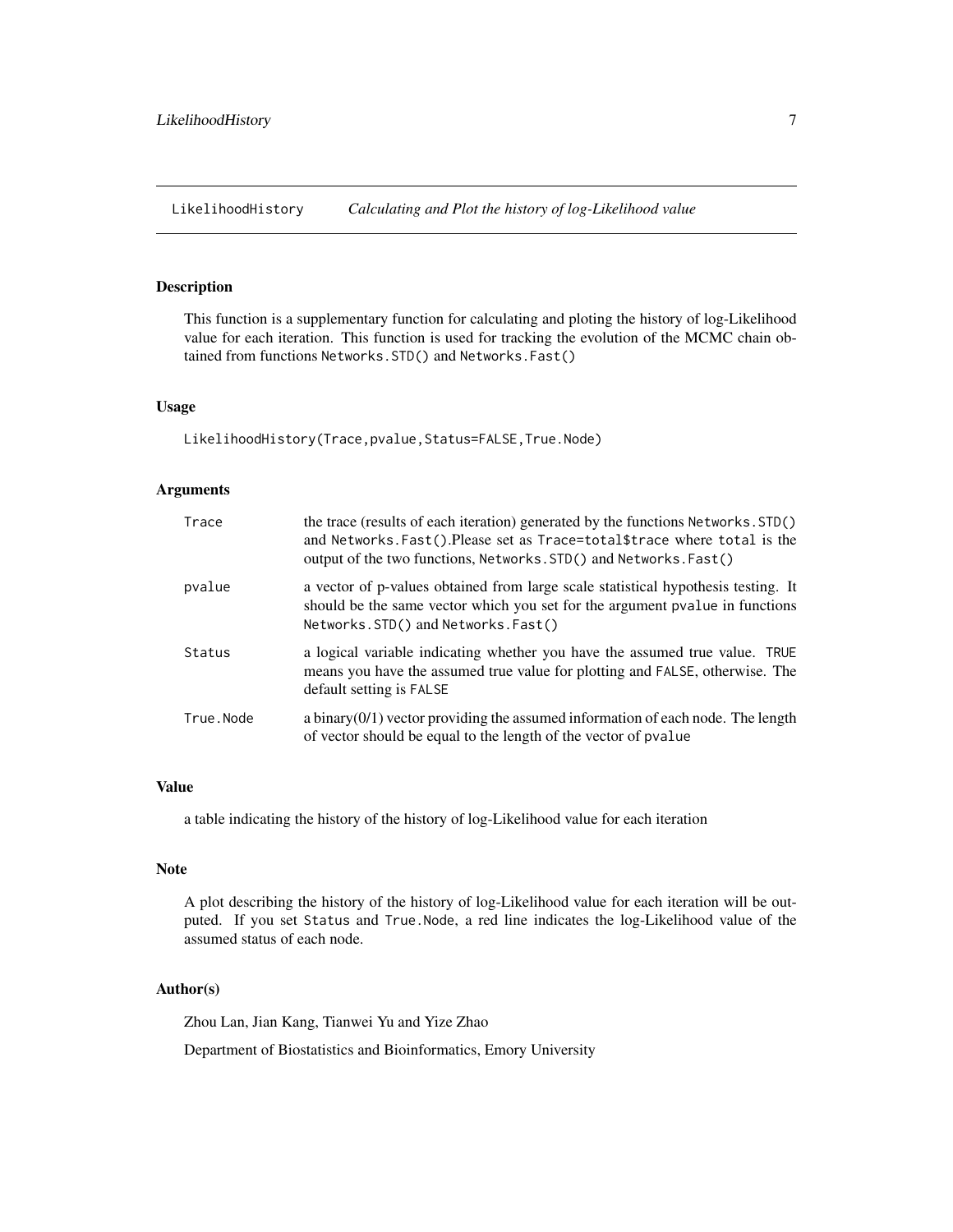LikelihoodHistory    *Calculating and Plot the history of log-Likelihood value*

## Description

This function is a supplementary function for calculating and ploting the history of log-Likelihood value for each iteration. This function is used for tracking the evolution of the MCMC chain obtained from functions `Networks.STD()` and `Networks.Fast()`

## Usage

```
LikelihoodHistory(Trace,pvalue,Status=FALSE,True.Node)
```

## Arguments

| | |
|---|---|
| `Trace` | the trace (results of each iteration) generated by the functions `Networks.STD()` and `Networks.Fast()`.Please set as `Trace=total$trace` where `total` is the output of the two functions, `Networks.STD()` and `Networks.Fast()` |
| `pvalue` | a vector of p-values obtained from large scale statistical hypothesis testing. It should be the same vector which you set for the argument `pvalue` in functions `Networks.STD()` and `Networks.Fast()` |
| `Status` | a logical variable indicating whether you have the assumed true value. `TRUE` means you have the assumed true value for plotting and `FALSE`, otherwise. The default setting is `FALSE` |
| `True.Node` | a binary(0/1) vector providing the assumed information of each node. The length of vector should be equal to the length of the vector of `pvalue` |

## Value

a table indicating the history of the history of log-Likelihood value for each iteration

## Note

A plot describing the history of the history of log-Likelihood value for each iteration will be outputed. If you set `Status` and `True.Node`, a red line indicates the log-Likelihood value of the assumed status of each node.

## Author(s)

Zhou Lan, Jian Kang, Tianwei Yu and Yize Zhao

Department of Biostatistics and Bioinformatics, Emory University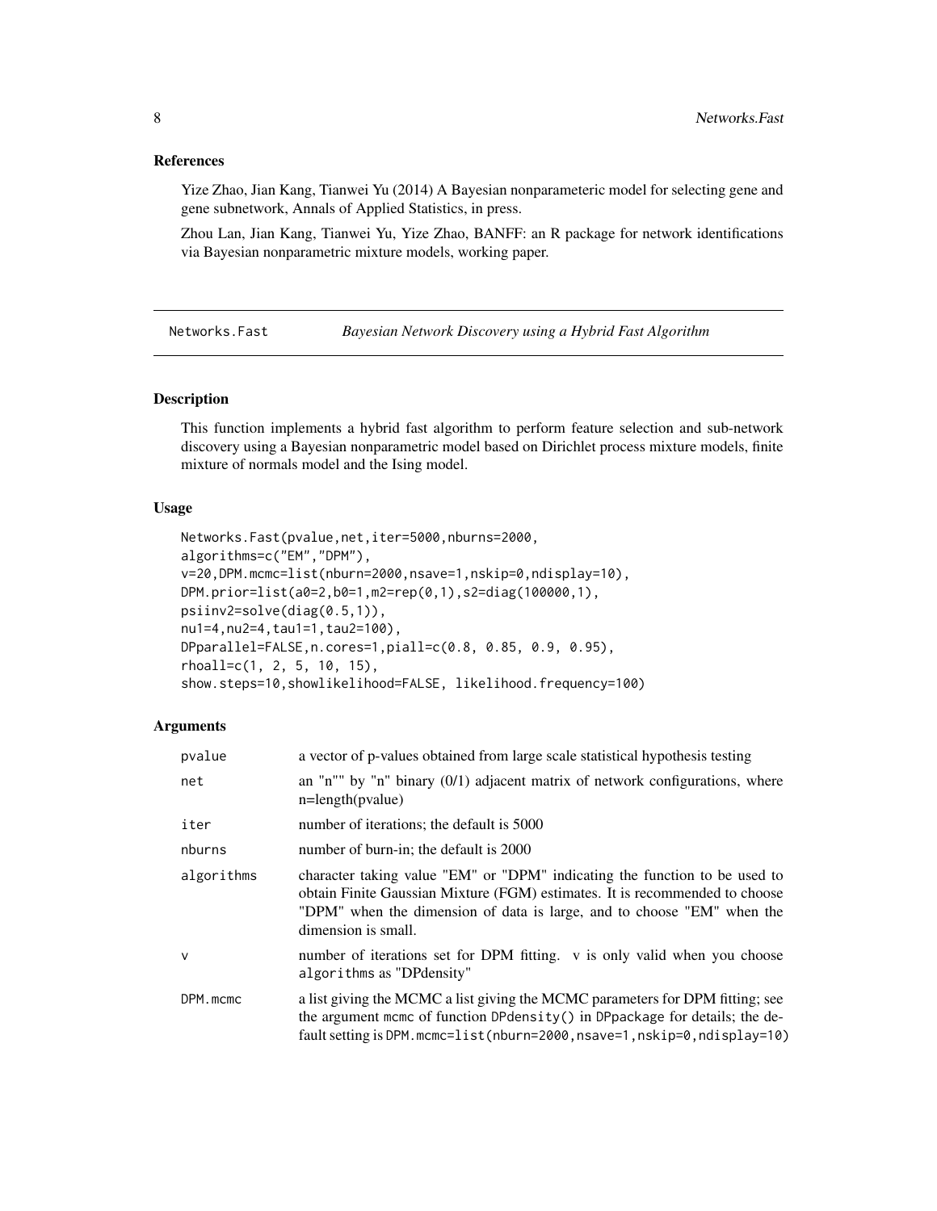### References

Yize Zhao, Jian Kang, Tianwei Yu (2014) A Bayesian nonparameteric model for selecting gene and gene subnetwork, Annals of Applied Statistics, in press.

Zhou Lan, Jian Kang, Tianwei Yu, Yize Zhao, BANFF: an R package for network identifications via Bayesian nonparametric mixture models, working paper.

---

## Networks.Fast — *Bayesian Network Discovery using a Hybrid Fast Algorithm*

---

### Description

This function implements a hybrid fast algorithm to perform feature selection and sub-network discovery using a Bayesian nonparametric model based on Dirichlet process mixture models, finite mixture of normals model and the Ising model.

### Usage

```
Networks.Fast(pvalue,net,iter=5000,nburns=2000,
algorithms=c("EM","DPM"),
v=20,DPM.mcmc=list(nburn=2000,nsave=1,nskip=0,ndisplay=10),
DPM.prior=list(a0=2,b0=1,m2=rep(0,1),s2=diag(100000,1),
psiinv2=solve(diag(0.5,1)),
nu1=4,nu2=4,tau1=1,tau2=100),
DPparallel=FALSE,n.cores=1,piall=c(0.8, 0.85, 0.9, 0.95),
rhoall=c(1, 2, 5, 10, 15),
show.steps=10,showlikelihood=FALSE, likelihood.frequency=100)
```

### Arguments

| | |
|---|---|
| `pvalue` | a vector of p-values obtained from large scale statistical hypothesis testing |
| `net` | an "n"" by "n" binary (0/1) adjacent matrix of network configurations, where n=length(pvalue) |
| `iter` | number of iterations; the default is 5000 |
| `nburns` | number of burn-in; the default is 2000 |
| `algorithms` | character taking value "EM" or "DPM" indicating the function to be used to obtain Finite Gaussian Mixture (FGM) estimates. It is recommended to choose "DPM" when the dimension of data is large, and to choose "EM" when the dimension is small. |
| `v` | number of iterations set for DPM fitting. v is only valid when you choose `algorithms` as "DPdensity" |
| `DPM.mcmc` | a list giving the MCMC a list giving the MCMC parameters for DPM fitting; see the argument `mcmc` of function `DPdensity()` in `DPpackage` for details; the default setting is `DPM.mcmc=list(nburn=2000,nsave=1,nskip=0,ndisplay=10)` |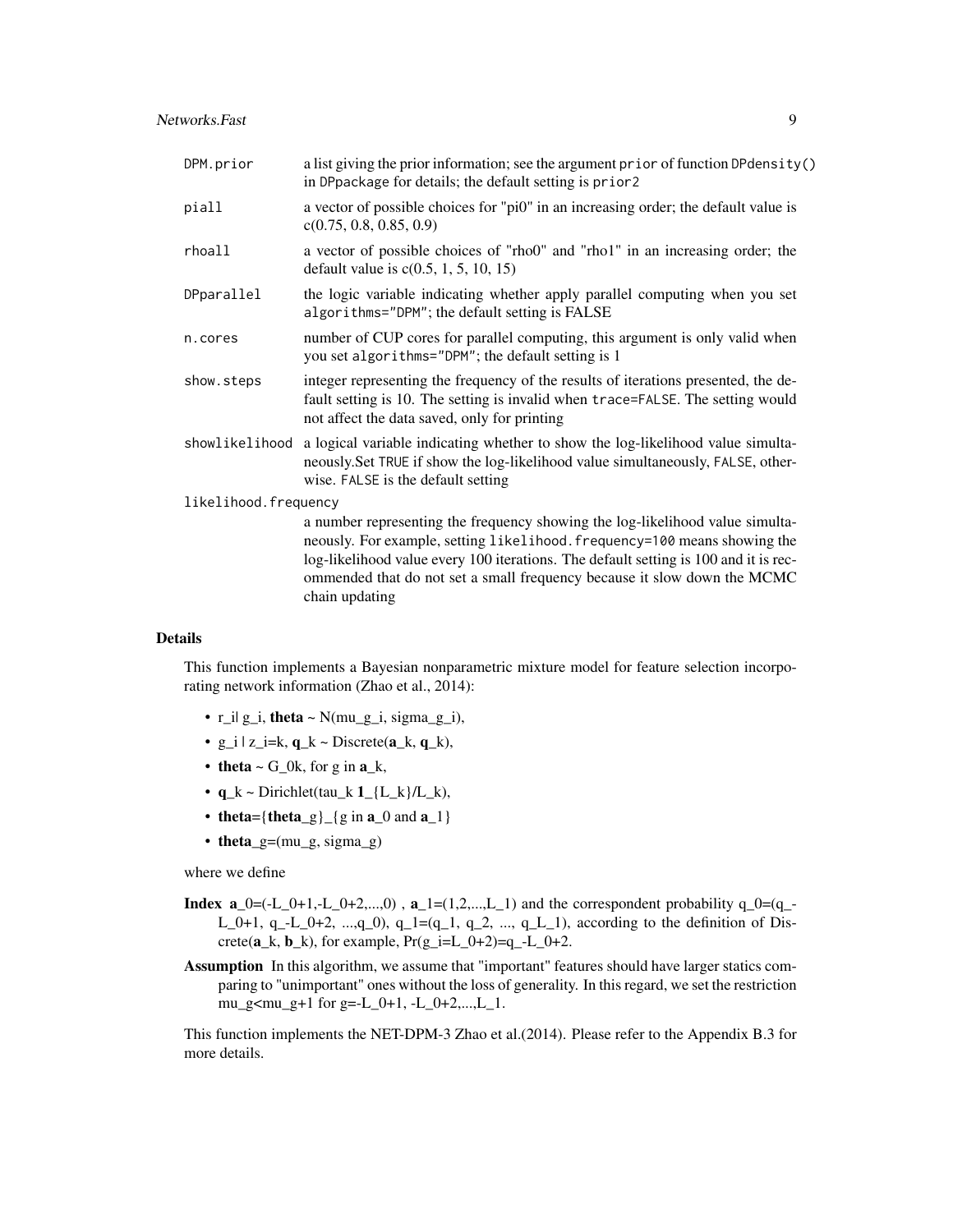| | |
|---|---|
| `DPM.prior` | a list giving the prior information; see the argument `prior` of function `DPdensity()` in `DPpackage` for details; the default setting is `prior2` |
| `piall` | a vector of possible choices for "pi0" in an increasing order; the default value is c(0.75, 0.8, 0.85, 0.9) |
| `rhoall` | a vector of possible choices of "rho0" and "rho1" in an increasing order; the default value is c(0.5, 1, 5, 10, 15) |
| `DPparallel` | the logic variable indicating whether apply parallel computing when you set `algorithms="DPM"`; the default setting is FALSE |
| `n.cores` | number of CUP cores for parallel computing, this argument is only valid when you set `algorithms="DPM"`; the default setting is 1 |
| `show.steps` | integer representing the frequency of the results of iterations presented, the default setting is 10. The setting is invalid when `trace=FALSE`. The setting would not affect the data saved, only for printing |
| `showlikelihood` | a logical variable indicating whether to show the log-likelihood value simultaneously.Set `TRUE` if show the log-likelihood value simultaneously, `FALSE`, otherwise. `FALSE` is the default setting |
| `likelihood.frequency` | a number representing the frequency showing the log-likelihood value simultaneously. For example, setting `likelihood.frequency=100` means showing the log-likelihood value every 100 iterations. The default setting is 100 and it is recommended that do not set a small frequency because it slow down the MCMC chain updating |

## Details

This function implements a Bayesian nonparametric mixture model for feature selection incorporating network information (Zhao et al., 2014):

- r_i| g_i, **theta** ~ N(mu_g_i, sigma_g_i),
- g_i | z_i=k, **q**_k ~ Discrete(**a**_k, **q**_k),
- **theta** ~ G_0k, for g in **a**_k,
- **q**_k ~ Dirichlet(tau_k **1**_{L_k}/L_k),
- **theta**={**theta**_g}_{g in **a**_0 and **a**_1}
- **theta**_g=(mu_g, sigma_g)

where we define

**Index** **a**_0=(-L_0+1,-L_0+2,...,0) , **a**_1=(1,2,...,L_1) and the correspondent probability q_0=(q_-L_0+1, q_-L_0+2, ...,q_0), q_1=(q_1, q_2, ..., q_L_1), according to the definition of Discrete(**a**_k, **b**_k), for example, Pr(g_i=L_0+2)=q_-L_0+2.

**Assumption** In this algorithm, we assume that "important" features should have larger statics comparing to "unimportant" ones without the loss of generality. In this regard, we set the restriction mu_g<mu_g+1 for g=-L_0+1, -L_0+2,...,L_1.

This function implements the NET-DPM-3 Zhao et al.(2014). Please refer to the Appendix B.3 for more details.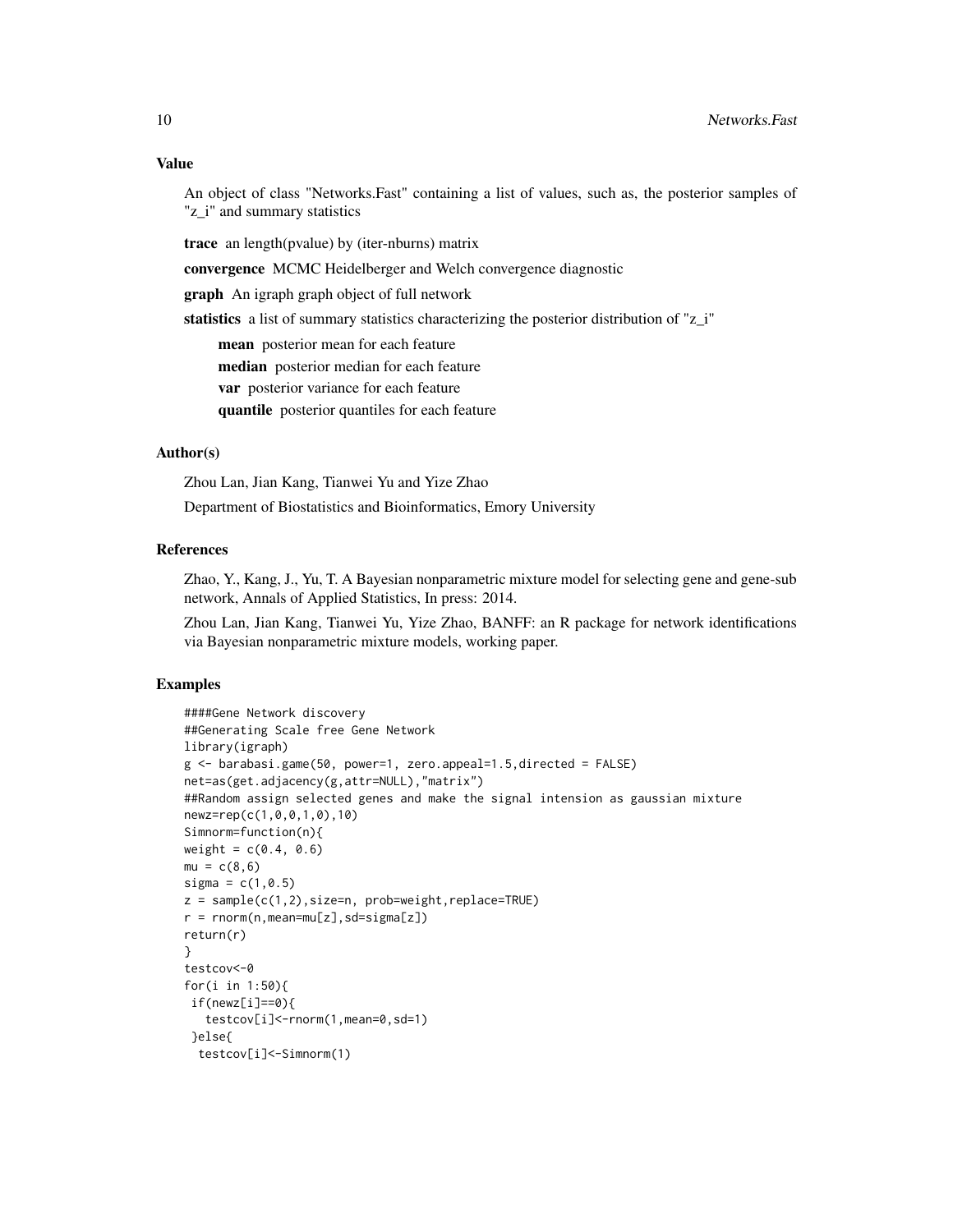## Value

An object of class "Networks.Fast" containing a list of values, such as, the posterior samples of "z_i" and summary statistics

**trace** an length(pvalue) by (iter-nburns) matrix

**convergence** MCMC Heidelberger and Welch convergence diagnostic

**graph** An igraph graph object of full network

**statistics** a list of summary statistics characterizing the posterior distribution of "z_i"

- **mean** posterior mean for each feature
- **median** posterior median for each feature
- **var** posterior variance for each feature
- **quantile** posterior quantiles for each feature

## Author(s)

Zhou Lan, Jian Kang, Tianwei Yu and Yize Zhao

Department of Biostatistics and Bioinformatics, Emory University

## References

Zhao, Y., Kang, J., Yu, T. A Bayesian nonparametric mixture model for selecting gene and gene-sub network, Annals of Applied Statistics, In press: 2014.

Zhou Lan, Jian Kang, Tianwei Yu, Yize Zhao, BANFF: an R package for network identifications via Bayesian nonparametric mixture models, working paper.

## Examples

```
####Gene Network discovery
##Generating Scale free Gene Network
library(igraph)
g <- barabasi.game(50, power=1, zero.appeal=1.5,directed = FALSE)
net=as(get.adjacency(g,attr=NULL),"matrix")
##Random assign selected genes and make the signal intension as gaussian mixture
newz=rep(c(1,0,0,1,0),10)
Simnorm=function(n){
weight = c(0.4, 0.6)
mu = c(8,6)
sigma = c(1,0.5)
z = sample(c(1,2),size=n, prob=weight,replace=TRUE)
r = rnorm(n,mean=mu[z],sd=sigma[z])
return(r)
}
testcov<-0
for(i in 1:50){
 if(newz[i]==0){
   testcov[i]<-rnorm(1,mean=0,sd=1)
 }else{
  testcov[i]<-Simnorm(1)
```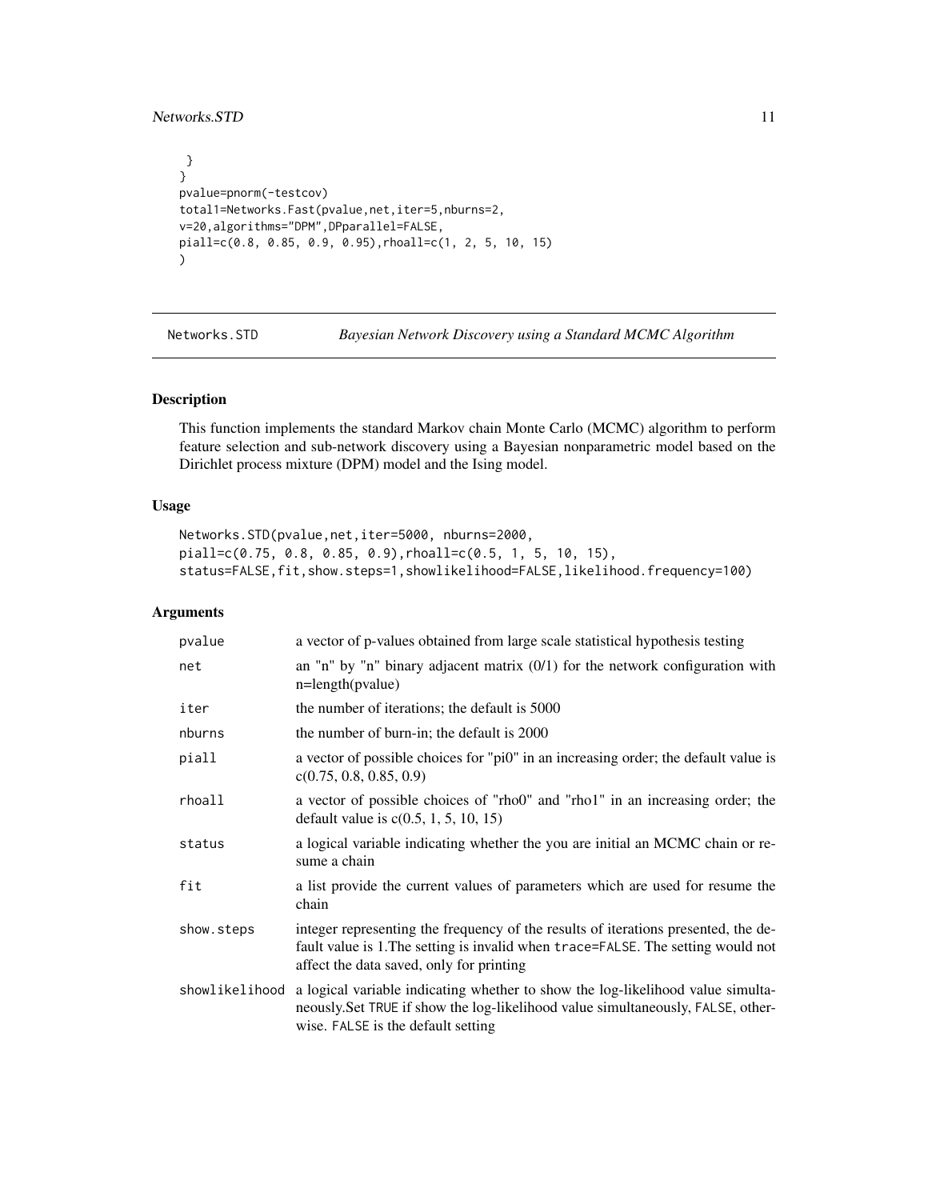```
 }
}
pvalue=pnorm(-testcov)
total1=Networks.Fast(pvalue,net,iter=5,nburns=2,
v=20,algorithms="DPM",DPparallel=FALSE,
piall=c(0.8, 0.85, 0.9, 0.95),rhoall=c(1, 2, 5, 10, 15)
)
```

---

## Networks.STD — *Bayesian Network Discovery using a Standard MCMC Algorithm*

---

### Description

This function implements the standard Markov chain Monte Carlo (MCMC) algorithm to perform feature selection and sub-network discovery using a Bayesian nonparametric model based on the Dirichlet process mixture (DPM) model and the Ising model.

### Usage

```
Networks.STD(pvalue,net,iter=5000, nburns=2000,
piall=c(0.75, 0.8, 0.85, 0.9),rhoall=c(0.5, 1, 5, 10, 15),
status=FALSE,fit,show.steps=1,showlikelihood=FALSE,likelihood.frequency=100)
```

### Arguments

| | |
|---|---|
| `pvalue` | a vector of p-values obtained from large scale statistical hypothesis testing |
| `net` | an "n" by "n" binary adjacent matrix (0/1) for the network configuration with n=length(pvalue) |
| `iter` | the number of iterations; the default is 5000 |
| `nburns` | the number of burn-in; the default is 2000 |
| `piall` | a vector of possible choices for "pi0" in an increasing order; the default value is c(0.75, 0.8, 0.85, 0.9) |
| `rhoall` | a vector of possible choices of "rho0" and "rho1" in an increasing order; the default value is c(0.5, 1, 5, 10, 15) |
| `status` | a logical variable indicating whether the you are initial an MCMC chain or resume a chain |
| `fit` | a list provide the current values of parameters which are used for resume the chain |
| `show.steps` | integer representing the frequency of the results of iterations presented, the default value is 1.The setting is invalid when `trace=FALSE`. The setting would not affect the data saved, only for printing |
| `showlikelihood` | a logical variable indicating whether to show the log-likelihood value simultaneously.Set `TRUE` if show the log-likelihood value simultaneously, `FALSE`, otherwise. `FALSE` is the default setting |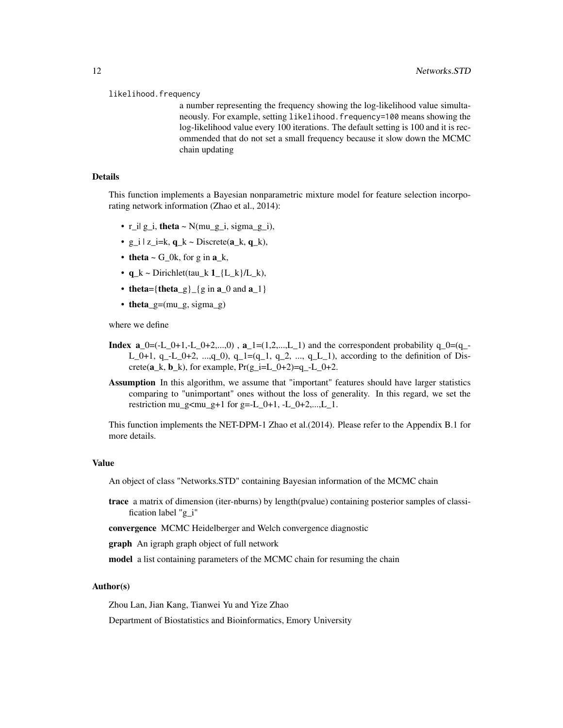likelihood.frequency

a number representing the frequency showing the log-likelihood value simultaneously. For example, setting `likelihood.frequency=100` means showing the log-likelihood value every 100 iterations. The default setting is 100 and it is recommended that do not set a small frequency because it slow down the MCMC chain updating

## Details

This function implements a Bayesian nonparametric mixture model for feature selection incorporating network information (Zhao et al., 2014):

- r_i| g_i, **theta** ~ N(mu_g_i, sigma_g_i),
- g_i | z_i=k, **q**_k ~ Discrete(**a**_k, **q**_k),
- **theta** ~ G_0k, for g in **a**_k,
- **q**_k ~ Dirichlet(tau_k **1**_{L_k}/L_k),
- **theta**={**theta**_g}_{g in **a**_0 and **a**_1}
- **theta**_g=(mu_g, sigma_g)

where we define

**Index** **a**_0=(-L_0+1,-L_0+2,...,0) , **a**_1=(1,2,...,L_1) and the correspondent probability q_0=(q_-L_0+1, q_-L_0+2, ...,q_0), q_1=(q_1, q_2, ..., q_L_1), according to the definition of Discrete(**a**_k, **b**_k), for example, Pr(g_i=L_0+2)=q_-L_0+2.

**Assumption** In this algorithm, we assume that "important" features should have larger statistics comparing to "unimportant" ones without the loss of generality. In this regard, we set the restriction mu_g<mu_g+1 for g=-L_0+1, -L_0+2,...,L_1.

This function implements the NET-DPM-1 Zhao et al.(2014). Please refer to the Appendix B.1 for more details.

## Value

An object of class "Networks.STD" containing Bayesian information of the MCMC chain

**trace** a matrix of dimension (iter-nburns) by length(pvalue) containing posterior samples of classification label "g_i"

**convergence** MCMC Heidelberger and Welch convergence diagnostic

**graph** An igraph graph object of full network

**model** a list containing parameters of the MCMC chain for resuming the chain

## Author(s)

Zhou Lan, Jian Kang, Tianwei Yu and Yize Zhao

Department of Biostatistics and Bioinformatics, Emory University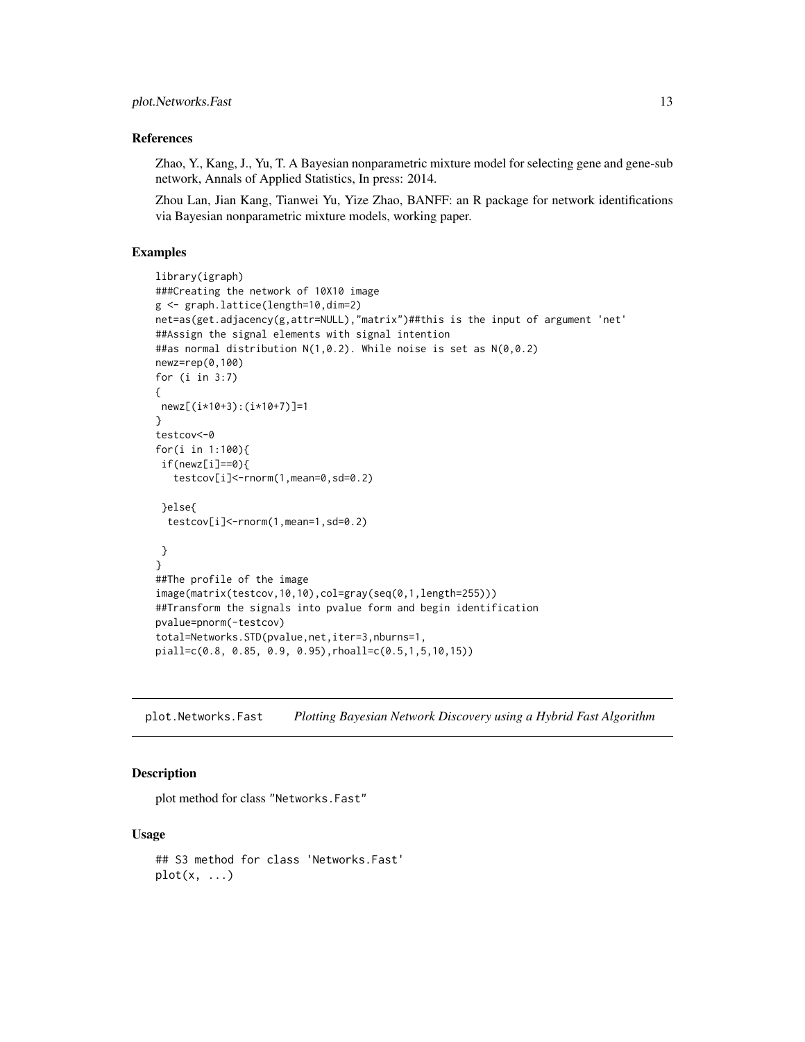### References

Zhao, Y., Kang, J., Yu, T. A Bayesian nonparametric mixture model for selecting gene and gene-sub network, Annals of Applied Statistics, In press: 2014.

Zhou Lan, Jian Kang, Tianwei Yu, Yize Zhao, BANFF: an R package for network identifications via Bayesian nonparametric mixture models, working paper.

### Examples

```
library(igraph)
###Creating the network of 10X10 image
g <- graph.lattice(length=10,dim=2)
net=as(get.adjacency(g,attr=NULL),"matrix")##this is the input of argument 'net'
##Assign the signal elements with signal intention
##as normal distribution N(1,0.2). While noise is set as N(0,0.2)
newz=rep(0,100)
for (i in 3:7)
{
 newz[(i*10+3):(i*10+7)]=1
}
testcov<-0
for(i in 1:100){
 if(newz[i]==0){
   testcov[i]<-rnorm(1,mean=0,sd=0.2)

 }else{
  testcov[i]<-rnorm(1,mean=1,sd=0.2)

 }
}
##The profile of the image
image(matrix(testcov,10,10),col=gray(seq(0,1,length=255)))
##Transform the signals into pvalue form and begin identification
pvalue=pnorm(-testcov)
total=Networks.STD(pvalue,net,iter=3,nburns=1,
piall=c(0.8, 0.85, 0.9, 0.95),rhoall=c(0.5,1,5,10,15))
```

---

## plot.Networks.Fast    *Plotting Bayesian Network Discovery using a Hybrid Fast Algorithm*

### Description

plot method for class "Networks.Fast"

### Usage

```
## S3 method for class 'Networks.Fast'
plot(x, ...)
```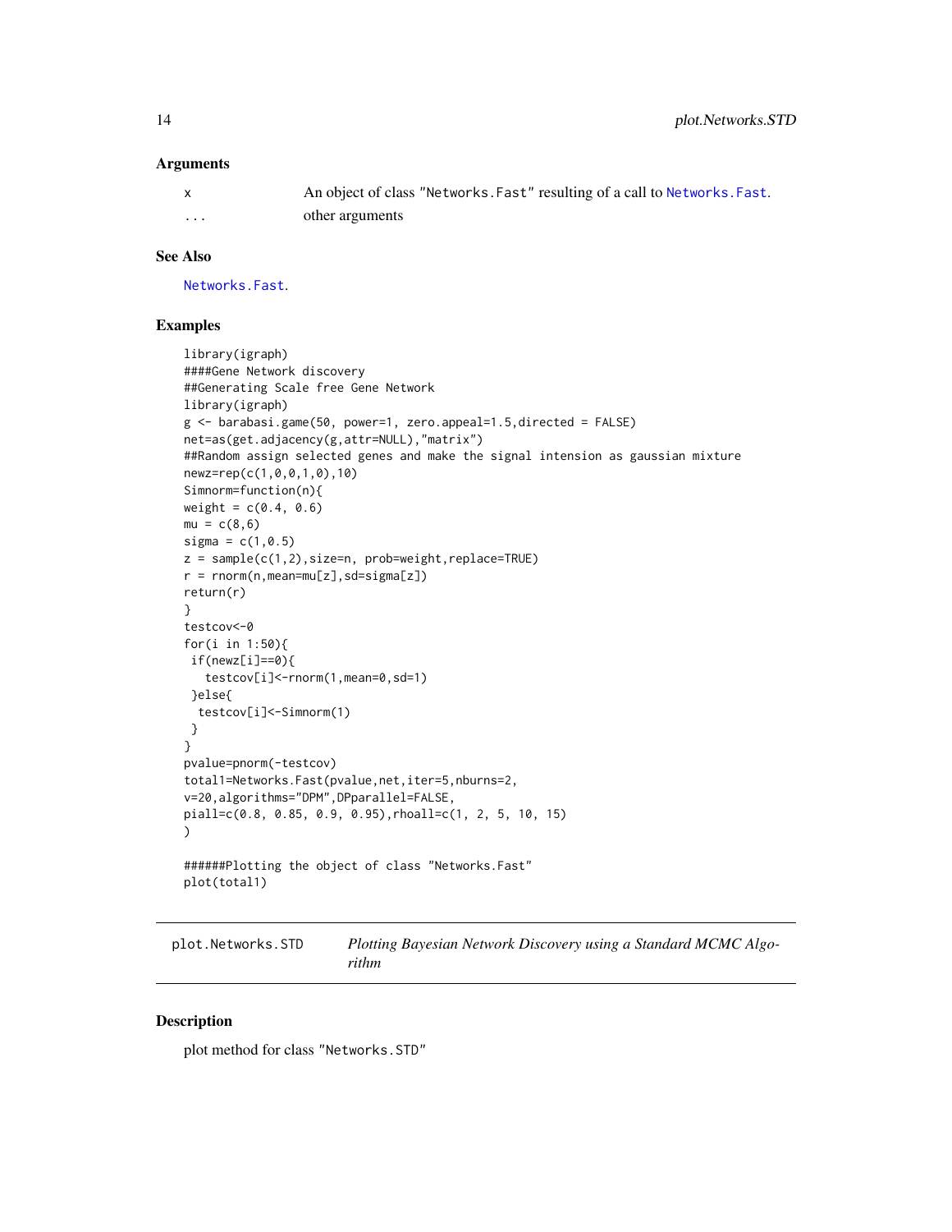### Arguments

| | |
|---|---|
| x | An object of class "Networks.Fast" resulting of a call to Networks.Fast. |
| ... | other arguments |

### See Also

Networks.Fast.

### Examples

```
library(igraph)
####Gene Network discovery
##Generating Scale free Gene Network
library(igraph)
g <- barabasi.game(50, power=1, zero.appeal=1.5,directed = FALSE)
net=as(get.adjacency(g,attr=NULL),"matrix")
##Random assign selected genes and make the signal intension as gaussian mixture
newz=rep(c(1,0,0,1,0),10)
Simnorm=function(n){
weight = c(0.4, 0.6)
mu = c(8,6)
sigma = c(1,0.5)
z = sample(c(1,2),size=n, prob=weight,replace=TRUE)
r = rnorm(n,mean=mu[z],sd=sigma[z])
return(r)
}
testcov<-0
for(i in 1:50){
 if(newz[i]==0){
   testcov[i]<-rnorm(1,mean=0,sd=1)
 }else{
  testcov[i]<-Simnorm(1)
 }
}
pvalue=pnorm(-testcov)
total1=Networks.Fast(pvalue,net,iter=5,nburns=2,
v=20,algorithms="DPM",DPparallel=FALSE,
piall=c(0.8, 0.85, 0.9, 0.95),rhoall=c(1, 2, 5, 10, 15)
)

######Plotting the object of class "Networks.Fast"
plot(total1)
```

## plot.Networks.STD *Plotting Bayesian Network Discovery using a Standard MCMC Algorithm*

### Description

plot method for class "Networks.STD"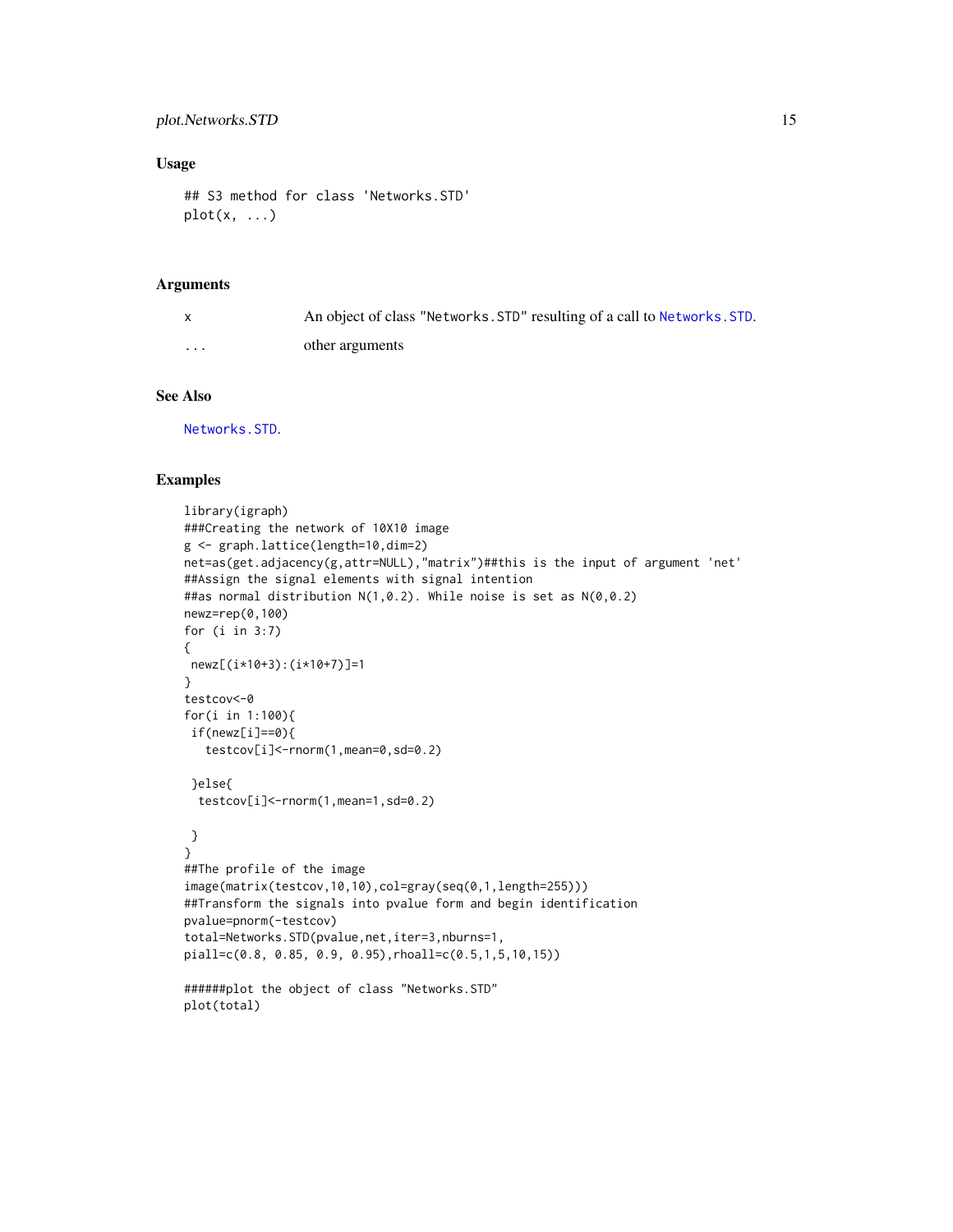### Usage

```
## S3 method for class 'Networks.STD'
plot(x, ...)
```

### Arguments

| | |
|---|---|
| x | An object of class "Networks.STD" resulting of a call to Networks.STD. |
| ... | other arguments |

### See Also

Networks.STD.

### Examples

```
library(igraph)
###Creating the network of 10X10 image
g <- graph.lattice(length=10,dim=2)
net=as(get.adjacency(g,attr=NULL),"matrix")##this is the input of argument 'net'
##Assign the signal elements with signal intention
##as normal distribution N(1,0.2). While noise is set as N(0,0.2)
newz=rep(0,100)
for (i in 3:7)
{
 newz[(i*10+3):(i*10+7)]=1
}
testcov<-0
for(i in 1:100){
 if(newz[i]==0){
   testcov[i]<-rnorm(1,mean=0,sd=0.2)

 }else{
  testcov[i]<-rnorm(1,mean=1,sd=0.2)

 }
}
##The profile of the image
image(matrix(testcov,10,10),col=gray(seq(0,1,length=255)))
##Transform the signals into pvalue form and begin identification
pvalue=pnorm(-testcov)
total=Networks.STD(pvalue,net,iter=3,nburns=1,
piall=c(0.8, 0.85, 0.9, 0.95),rhoall=c(0.5,1,5,10,15))

######plot the object of class "Networks.STD"
plot(total)
```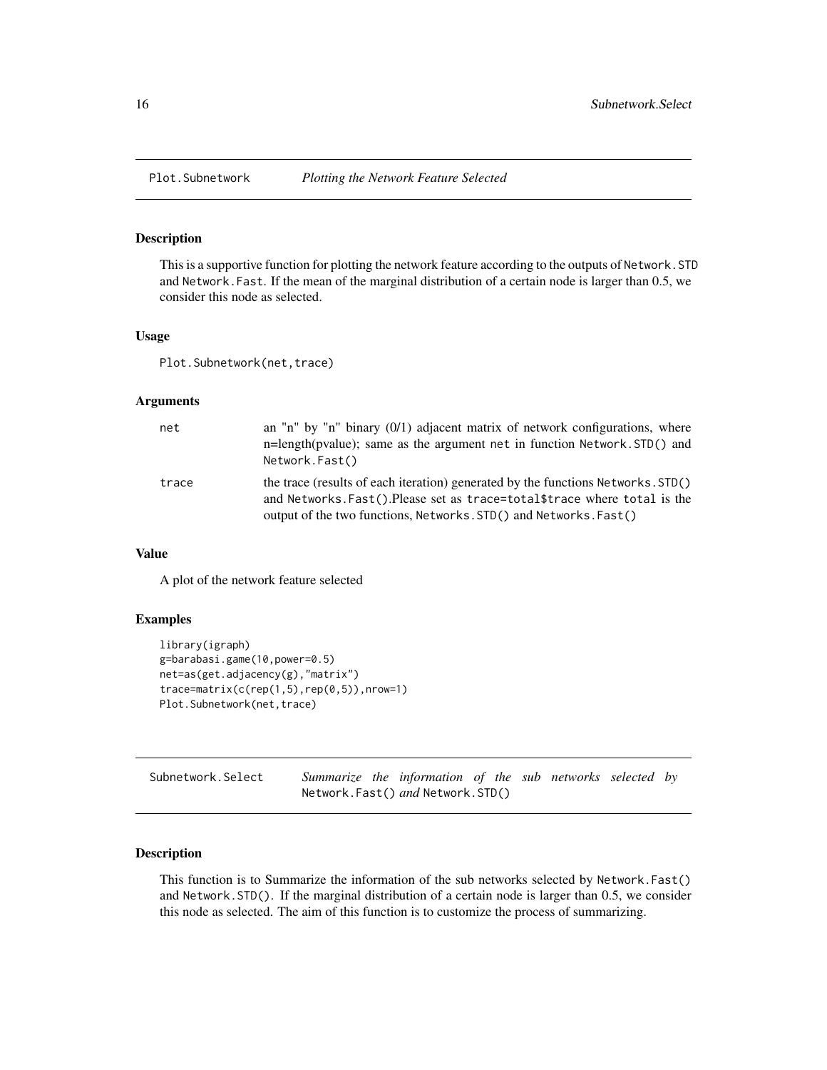## Plot.Subnetwork — *Plotting the Network Feature Selected*

### Description

This is a supportive function for plotting the network feature according to the outputs of `Network.STD` and `Network.Fast`. If the mean of the marginal distribution of a certain node is larger than 0.5, we consider this node as selected.

### Usage

```
Plot.Subnetwork(net,trace)
```

### Arguments

| | |
|---|---|
| `net` | an "n" by "n" binary (0/1) adjacent matrix of network configurations, where n=length(pvalue); same as the argument `net` in function `Network.STD()` and `Network.Fast()` |
| `trace` | the trace (results of each iteration) generated by the functions `Networks.STD()` and `Networks.Fast()`.Please set as `trace=total$trace` where `total` is the output of the two functions, `Networks.STD()` and `Networks.Fast()` |

### Value

A plot of the network feature selected

### Examples

```
library(igraph)
g=barabasi.game(10,power=0.5)
net=as(get.adjacency(g),"matrix")
trace=matrix(c(rep(1,5),rep(0,5)),nrow=1)
Plot.Subnetwork(net,trace)
```

## Subnetwork.Select — *Summarize the information of the sub networks selected by* `Network.Fast()` *and* `Network.STD()`

### Description

This function is to Summarize the information of the sub networks selected by `Network.Fast()` and `Network.STD()`. If the marginal distribution of a certain node is larger than 0.5, we consider this node as selected. The aim of this function is to customize the process of summarizing.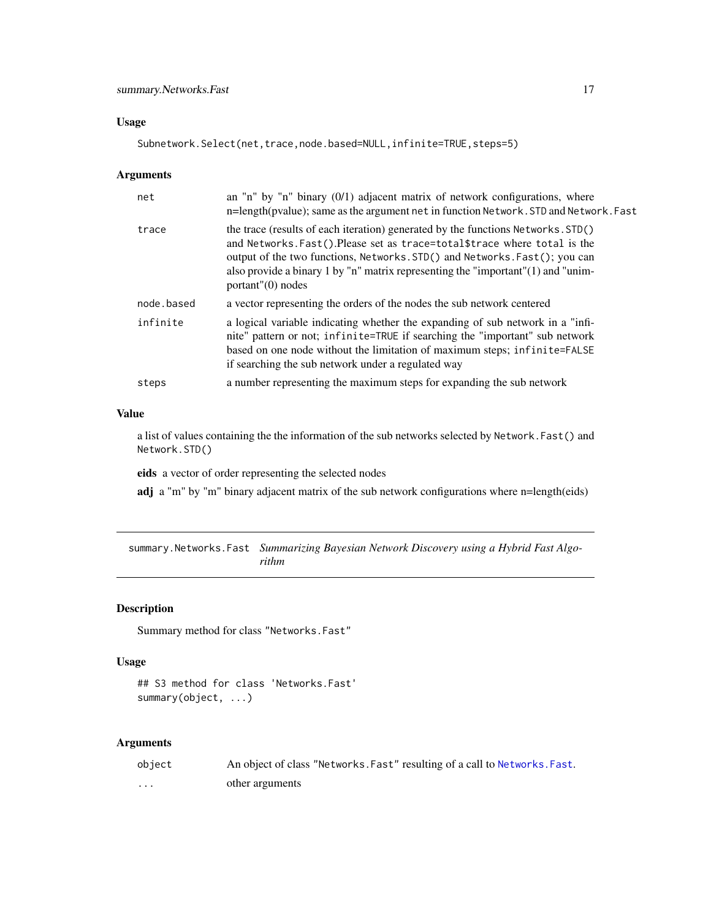## Usage

```
Subnetwork.Select(net,trace,node.based=NULL,infinite=TRUE,steps=5)
```

## Arguments

| | |
|---|---|
| `net` | an "n" by "n" binary (0/1) adjacent matrix of network configurations, where n=length(pvalue); same as the argument `net` in function `Network.STD` and `Network.Fast` |
| `trace` | the trace (results of each iteration) generated by the functions `Networks.STD()` and `Networks.Fast()`.Please set as `trace=total$trace` where `total` is the output of the two functions, `Networks.STD()` and `Networks.Fast()`; you can also provide a binary 1 by "n" matrix representing the "important"(1) and "unimportant"(0) nodes |
| `node.based` | a vector representing the orders of the nodes the sub network centered |
| `infinite` | a logical variable indicating whether the expanding of sub network in a "infinite" pattern or not; `infinite=TRUE` if searching the "important" sub network based on one node without the limitation of maximum steps; `infinite=FALSE` if searching the sub network under a regulated way |
| `steps` | a number representing the maximum steps for expanding the sub network |

## Value

a list of values containing the the information of the sub networks selected by `Network.Fast()` and `Network.STD()`

**eids** a vector of order representing the selected nodes

**adj** a "m" by "m" binary adjacent matrix of the sub network configurations where n=length(eids)

---

# summary.Networks.Fast — *Summarizing Bayesian Network Discovery using a Hybrid Fast Algorithm*

## Description

Summary method for class `"Networks.Fast"`

## Usage

```
## S3 method for class 'Networks.Fast'
summary(object, ...)
```

## Arguments

| | |
|---|---|
| `object` | An object of class `"Networks.Fast"` resulting of a call to `Networks.Fast`. |
| `...` | other arguments |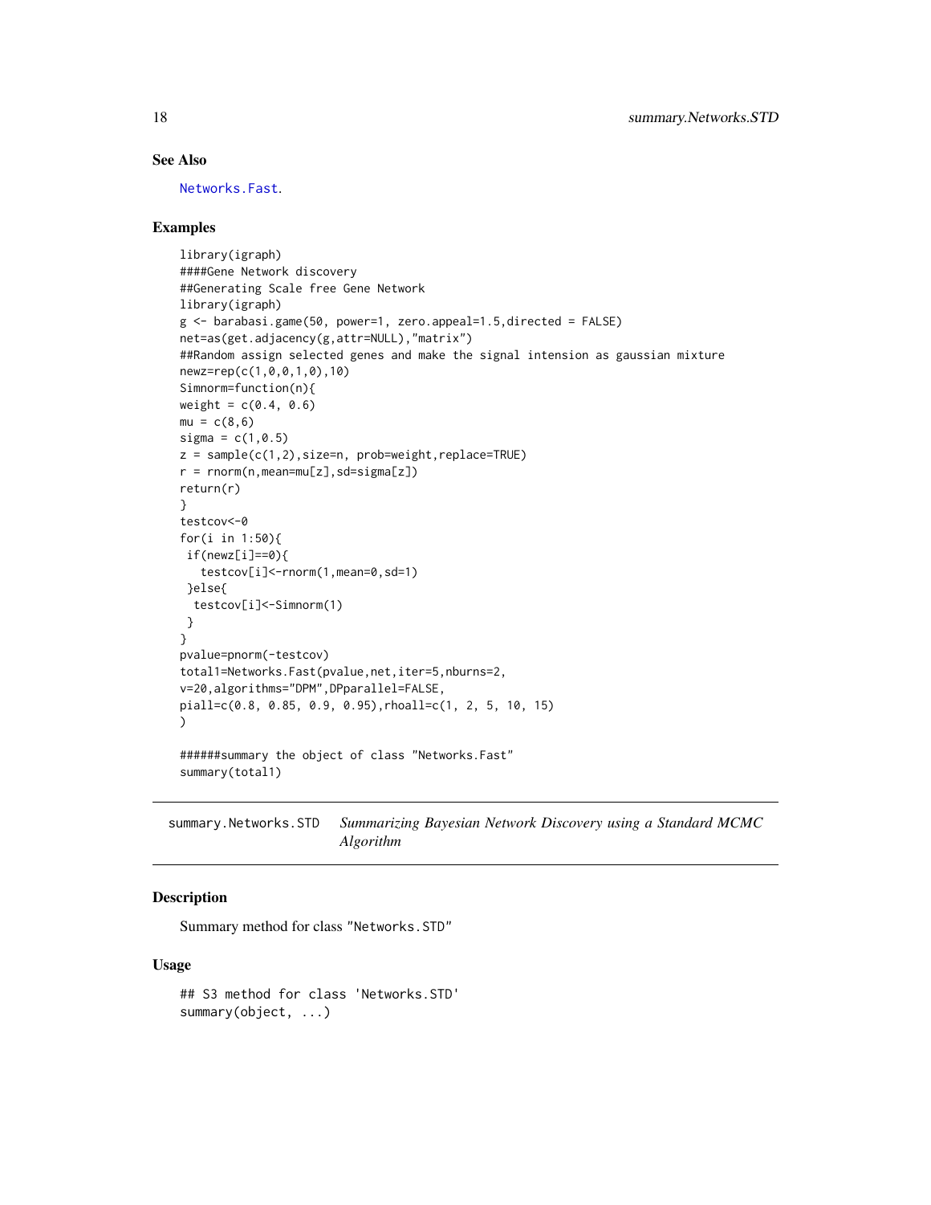### See Also

Networks.Fast.

### Examples

```
library(igraph)
####Gene Network discovery
##Generating Scale free Gene Network
library(igraph)
g <- barabasi.game(50, power=1, zero.appeal=1.5,directed = FALSE)
net=as(get.adjacency(g,attr=NULL),"matrix")
##Random assign selected genes and make the signal intension as gaussian mixture
newz=rep(c(1,0,0,1,0),10)
Simnorm=function(n){
weight = c(0.4, 0.6)
mu = c(8,6)
sigma = c(1,0.5)
z = sample(c(1,2),size=n, prob=weight,replace=TRUE)
r = rnorm(n,mean=mu[z],sd=sigma[z])
return(r)
}
testcov<-0
for(i in 1:50){
 if(newz[i]==0){
   testcov[i]<-rnorm(1,mean=0,sd=1)
 }else{
  testcov[i]<-Simnorm(1)
 }
}
pvalue=pnorm(-testcov)
total1=Networks.Fast(pvalue,net,iter=5,nburns=2,
v=20,algorithms="DPM",DPparallel=FALSE,
piall=c(0.8, 0.85, 0.9, 0.95),rhoall=c(1, 2, 5, 10, 15)
)

######summary the object of class "Networks.Fast"
summary(total1)
```

---

## summary.Networks.STD    *Summarizing Bayesian Network Discovery using a Standard MCMC Algorithm*

### Description

Summary method for class "Networks.STD"

### Usage

```
## S3 method for class 'Networks.STD'
summary(object, ...)
```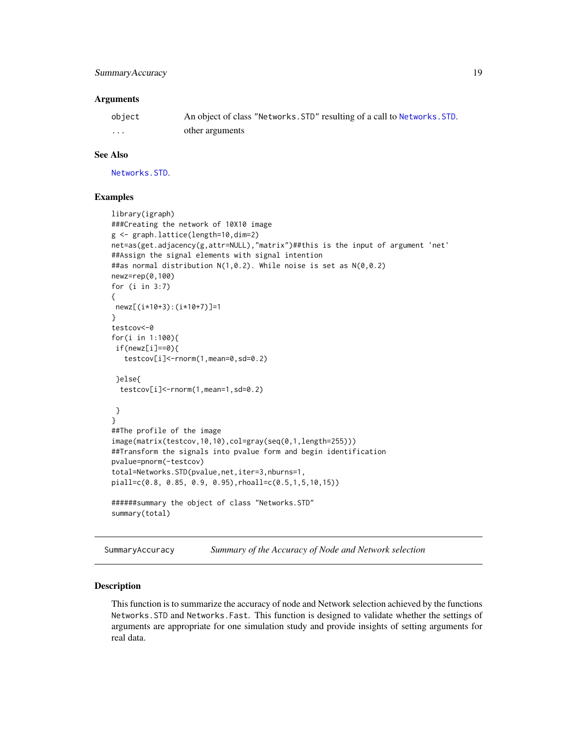### Arguments

| | |
|---|---|
| object | An object of class "Networks.STD" resulting of a call to Networks.STD. |
| ... | other arguments |

### See Also

Networks.STD.

### Examples

```
library(igraph)
###Creating the network of 10X10 image
g <- graph.lattice(length=10,dim=2)
net=as(get.adjacency(g,attr=NULL),"matrix")##this is the input of argument 'net'
##Assign the signal elements with signal intention
##as normal distribution N(1,0.2). While noise is set as N(0,0.2)
newz=rep(0,100)
for (i in 3:7)
{
 newz[(i*10+3):(i*10+7)]=1
}
testcov<-0
for(i in 1:100){
 if(newz[i]==0){
   testcov[i]<-rnorm(1,mean=0,sd=0.2)

 }else{
  testcov[i]<-rnorm(1,mean=1,sd=0.2)

 }
}
##The profile of the image
image(matrix(testcov,10,10),col=gray(seq(0,1,length=255)))
##Transform the signals into pvalue form and begin identification
pvalue=pnorm(-testcov)
total=Networks.STD(pvalue,net,iter=3,nburns=1,
piall=c(0.8, 0.85, 0.9, 0.95),rhoall=c(0.5,1,5,10,15))

######summary the object of class "Networks.STD"
summary(total)
```

## SummaryAccuracy *Summary of the Accuracy of Node and Network selection*

### Description

This function is to summarize the accuracy of node and Network selection achieved by the functions Networks.STD and Networks.Fast. This function is designed to validate whether the settings of arguments are appropriate for one simulation study and provide insights of setting arguments for real data.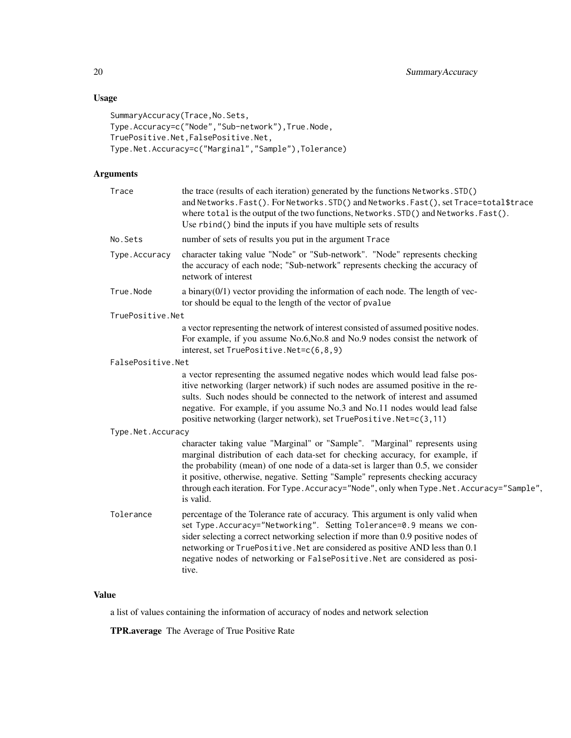## Usage

```
SummaryAccuracy(Trace,No.Sets,
Type.Accuracy=c("Node","Sub-network"),True.Node,
TruePositive.Net,FalsePositive.Net,
Type.Net.Accuracy=c("Marginal","Sample"),Tolerance)
```

## Arguments

`Trace`
: the trace (results of each iteration) generated by the functions `Networks.STD()` and `Networks.Fast()`. For `Networks.STD()` and `Networks.Fast()`, set `Trace=total$trace` where `total` is the output of the two functions, `Networks.STD()` and `Networks.Fast()`. Use `rbind()` bind the inputs if you have multiple sets of results

`No.Sets`
: number of sets of results you put in the argument `Trace`

`Type.Accuracy`
: character taking value "Node" or "Sub-network". "Node" represents checking the accuracy of each node; "Sub-network" represents checking the accuracy of network of interest

`True.Node`
: a binary(0/1) vector providing the information of each node. The length of vector should be equal to the length of the vector of `pvalue`

`TruePositive.Net`
: a vector representing the network of interest consisted of assumed positive nodes. For example, if you assume No.6,No.8 and No.9 nodes consist the network of interest, set `TruePositive.Net=c(6,8,9)`

`FalsePositive.Net`
: a vector representing the assumed negative nodes which would lead false positive networking (larger network) if such nodes are assumed positive in the results. Such nodes should be connected to the network of interest and assumed negative. For example, if you assume No.3 and No.11 nodes would lead false positive networking (larger network), set `TruePositive.Net=c(3,11)`

`Type.Net.Accuracy`
: character taking value "Marginal" or "Sample". "Marginal" represents using marginal distribution of each data-set for checking accuracy, for example, if the probability (mean) of one node of a data-set is larger than 0.5, we consider it positive, otherwise, negative. Setting "Sample" represents checking accuracy through each iteration. For `Type.Accuracy="Node"`, only when `Type.Net.Accuracy="Sample"`, is valid.

`Tolerance`
: percentage of the Tolerance rate of accuracy. This argument is only valid when set `Type.Accuracy="Networking"`. Setting `Tolerance=0.9` means we consider selecting a correct networking selection if more than 0.9 positive nodes of networking or `TruePositive.Net` are considered as positive AND less than 0.1 negative nodes of networking or `FalsePositive.Net` are considered as positive.

## Value

a list of values containing the information of accuracy of nodes and network selection

**TPR.average** The Average of True Positive Rate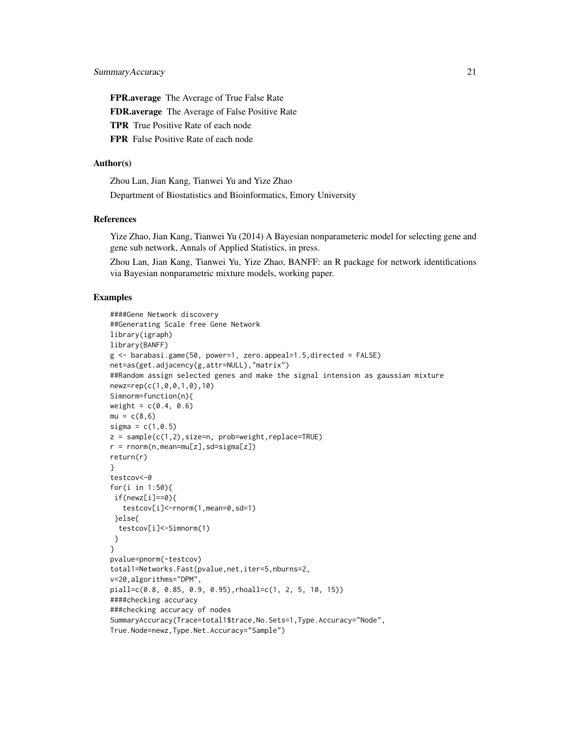**FPR.average** The Average of True False Rate

**FDR.average** The Average of False Positive Rate

**TPR** True Positive Rate of each node

**FPR** False Positive Rate of each node

### Author(s)

Zhou Lan, Jian Kang, Tianwei Yu and Yize Zhao

Department of Biostatistics and Bioinformatics, Emory University

### References

Yize Zhao, Jian Kang, Tianwei Yu (2014) A Bayesian nonparameteric model for selecting gene and gene sub network, Annals of Applied Statistics, in press.

Zhou Lan, Jian Kang, Tianwei Yu, Yize Zhao, BANFF: an R package for network identifications via Bayesian nonparametric mixture models, working paper.

### Examples

```
####Gene Network discovery
##Generating Scale free Gene Network
library(igraph)
library(BANFF)
g <- barabasi.game(50, power=1, zero.appeal=1.5,directed = FALSE)
net=as(get.adjacency(g,attr=NULL),"matrix")
##Random assign selected genes and make the signal intension as gaussian mixture
newz=rep(c(1,0,0,1,0),10)
Simnorm=function(n){
weight = c(0.4, 0.6)
mu = c(8,6)
sigma = c(1,0.5)
z = sample(c(1,2),size=n, prob=weight,replace=TRUE)
r = rnorm(n,mean=mu[z],sd=sigma[z])
return(r)
}
testcov<-0
for(i in 1:50){
 if(newz[i]==0){
   testcov[i]<-rnorm(1,mean=0,sd=1)
 }else{
  testcov[i]<-Simnorm(1)
 }
}
pvalue=pnorm(-testcov)
total1=Networks.Fast(pvalue,net,iter=5,nburns=2,
v=20,algorithms="DPM",
piall=c(0.8, 0.85, 0.9, 0.95),rhoall=c(1, 2, 5, 10, 15))
####checking accuracy
###checking accuracy of nodes
SummaryAccuracy(Trace=total1$trace,No.Sets=1,Type.Accuracy="Node",
True.Node=newz,Type.Net.Accuracy="Sample")
```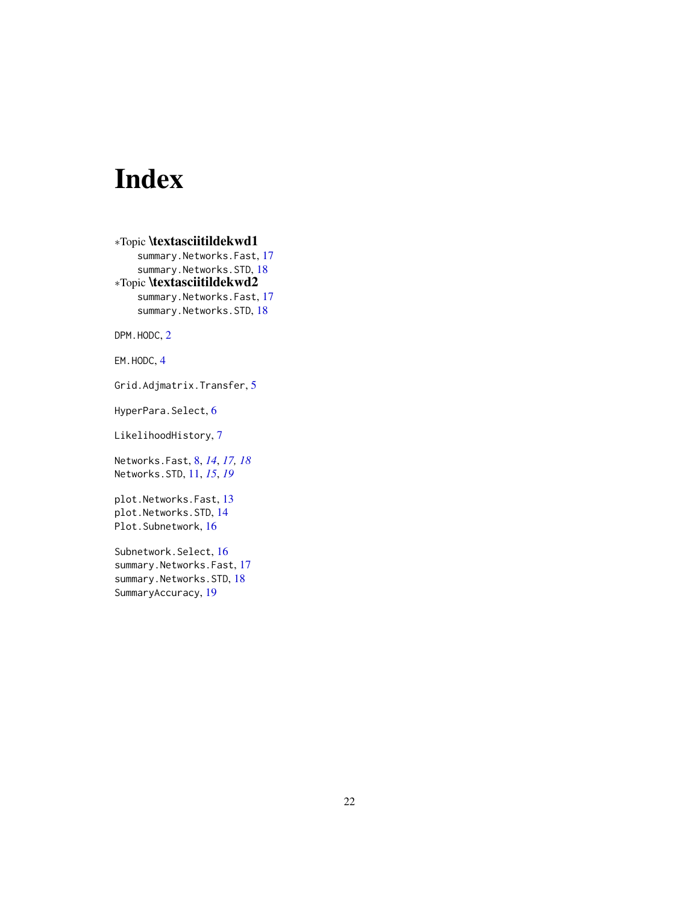# Index

∗Topic **\textasciitildekwd1**
- summary.Networks.Fast, 17
- summary.Networks.STD, 18

∗Topic **\textasciitildekwd2**
- summary.Networks.Fast, 17
- summary.Networks.STD, 18

DPM.HODC, 2

EM.HODC, 4

Grid.Adjmatrix.Transfer, 5

HyperPara.Select, 6

LikelihoodHistory, 7

Networks.Fast, 8, *14*, *17*, *18*
Networks.STD, 11, *15*, *19*

plot.Networks.Fast, 13
plot.Networks.STD, 14
Plot.Subnetwork, 16

Subnetwork.Select, 16
summary.Networks.Fast, 17
summary.Networks.STD, 18
SummaryAccuracy, 19